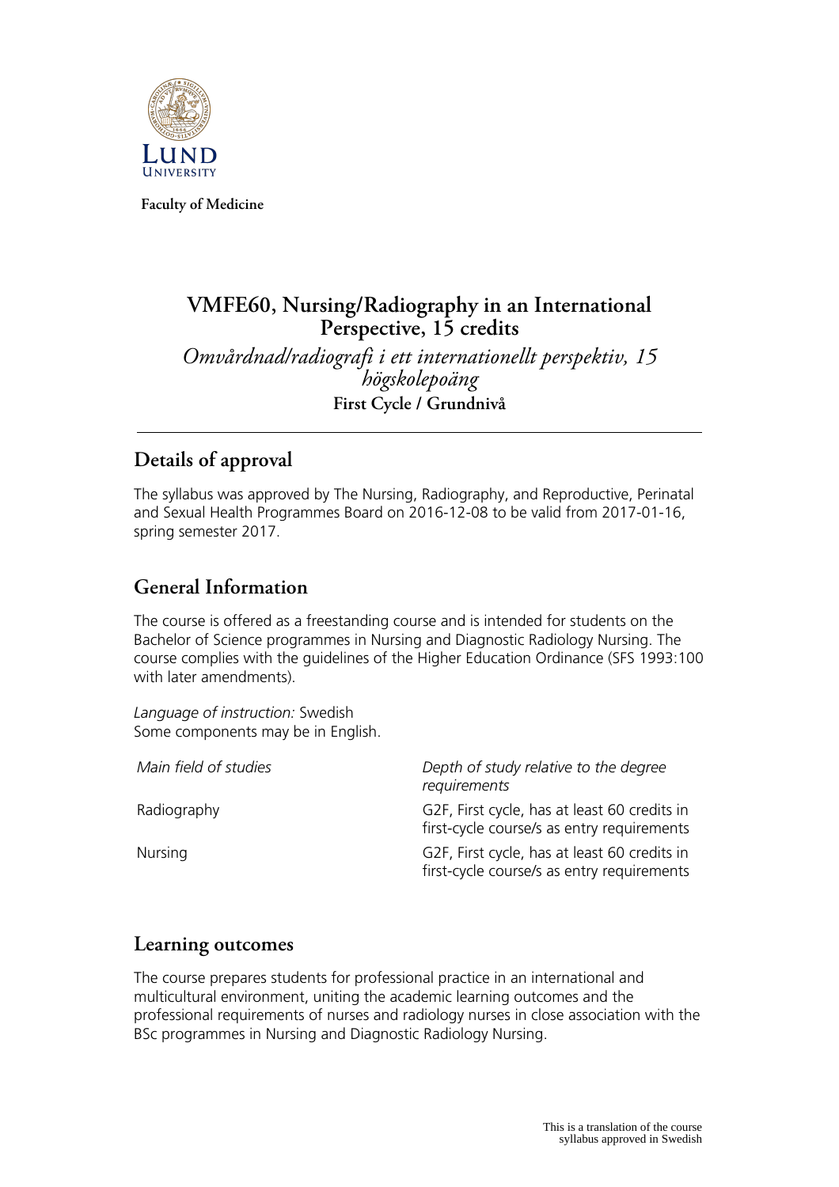Faculty of Medicine

# VMFE60, Nursing/Radiography in an International Perspective, 15 credits

*Omvårdnad/radiografi i ett internationellt perspektiv, 15 högskolepoäng*

**First Cycle / Grundnivå**

## Details of approval

The syllabus was approved by The Nursing, Radiography, and Reproductive, Perinatal and Sexual Health Programmes Board on 2016-12-08 to be valid from 2017-01-16, spring semester 2017.

## General Information

The course is offered as a freestanding course and is intended for students on the Bachelor of Science programmes in Nursing and Diagnostic Radiology Nursing. The course complies with the guidelines of the Higher Education Ordinance (SFS 1993:100 with later amendments).

*Language of instruction:* Swedish
Some components may be in English.

| *Main field of studies* | *Depth of study relative to the degree requirements* |
| --- | --- |
| Radiography | G2F, First cycle, has at least 60 credits in first-cycle course/s as entry requirements |
| Nursing | G2F, First cycle, has at least 60 credits in first-cycle course/s as entry requirements |

## Learning outcomes

The course prepares students for professional practice in an international and multicultural environment, uniting the academic learning outcomes and the professional requirements of nurses and radiology nurses in close association with the BSc programmes in Nursing and Diagnostic Radiology Nursing.

This is a translation of the course syllabus approved in Swedish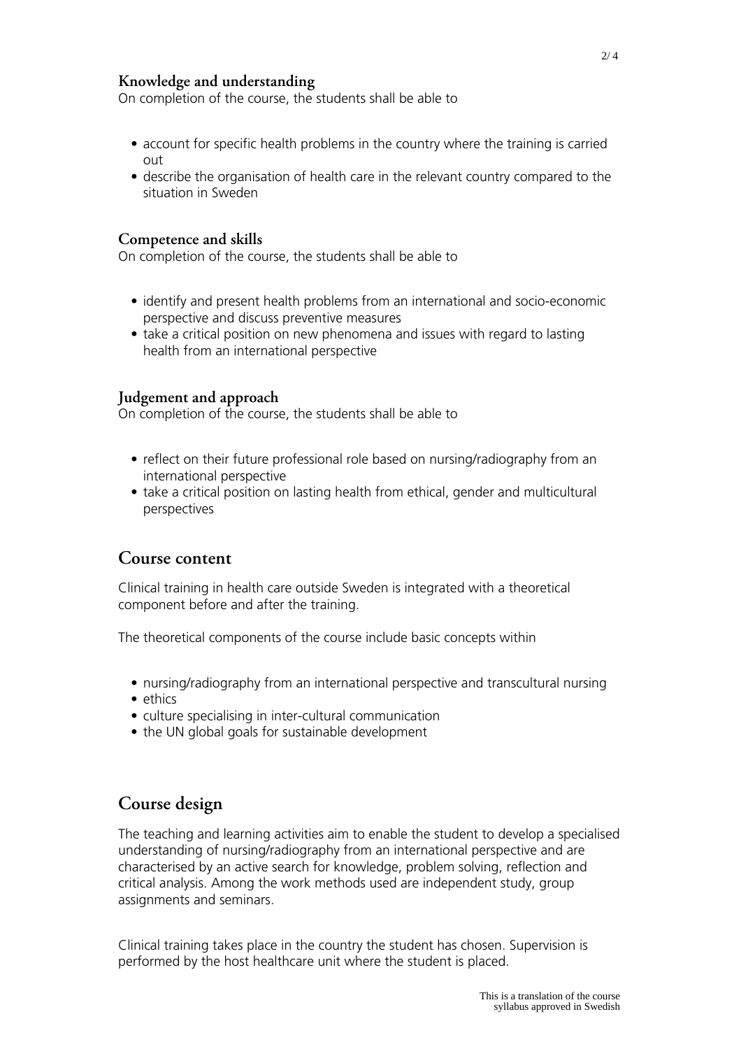### Knowledge and understanding

On completion of the course, the students shall be able to

- account for specific health problems in the country where the training is carried out
- describe the organisation of health care in the relevant country compared to the situation in Sweden

### Competence and skills

On completion of the course, the students shall be able to

- identify and present health problems from an international and socio-economic perspective and discuss preventive measures
- take a critical position on new phenomena and issues with regard to lasting health from an international perspective

### Judgement and approach

On completion of the course, the students shall be able to

- reflect on their future professional role based on nursing/radiography from an international perspective
- take a critical position on lasting health from ethical, gender and multicultural perspectives

## Course content

Clinical training in health care outside Sweden is integrated with a theoretical component before and after the training.

The theoretical components of the course include basic concepts within

- nursing/radiography from an international perspective and transcultural nursing
- ethics
- culture specialising in inter-cultural communication
- the UN global goals for sustainable development

## Course design

The teaching and learning activities aim to enable the student to develop a specialised understanding of nursing/radiography from an international perspective and are characterised by an active search for knowledge, problem solving, reflection and critical analysis. Among the work methods used are independent study, group assignments and seminars.

Clinical training takes place in the country the student has chosen. Supervision is performed by the host healthcare unit where the student is placed.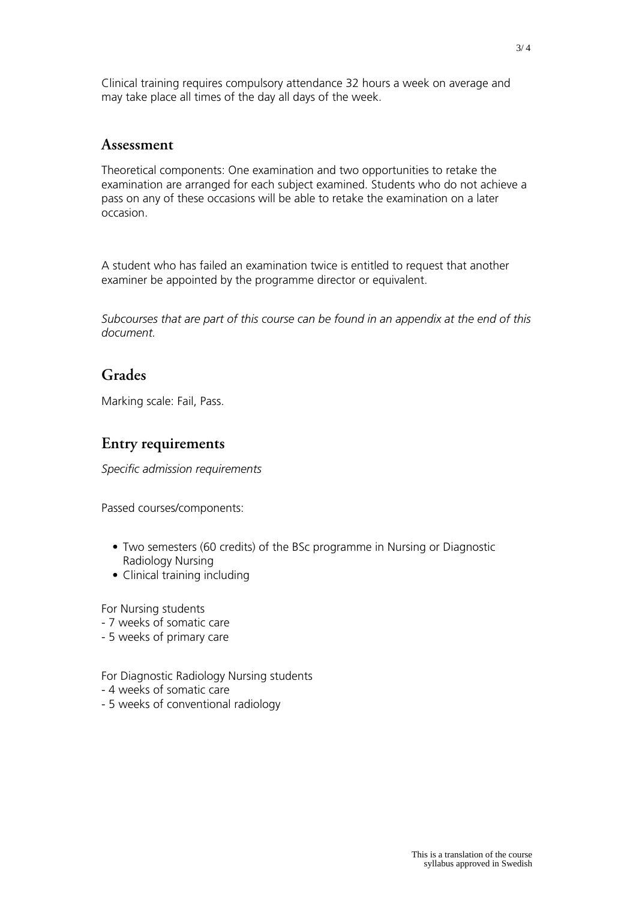Clinical training requires compulsory attendance 32 hours a week on average and may take place all times of the day all days of the week.

## Assessment

Theoretical components: One examination and two opportunities to retake the examination are arranged for each subject examined. Students who do not achieve a pass on any of these occasions will be able to retake the examination on a later occasion.

A student who has failed an examination twice is entitled to request that another examiner be appointed by the programme director or equivalent.

*Subcourses that are part of this course can be found in an appendix at the end of this document.*

## Grades

Marking scale: Fail, Pass.

## Entry requirements

*Specific admission requirements*

Passed courses/components:

- Two semesters (60 credits) of the BSc programme in Nursing or Diagnostic Radiology Nursing
- Clinical training including

For Nursing students
- 7 weeks of somatic care
- 5 weeks of primary care

For Diagnostic Radiology Nursing students
- 4 weeks of somatic care
- 5 weeks of conventional radiology

This is a translation of the course syllabus approved in Swedish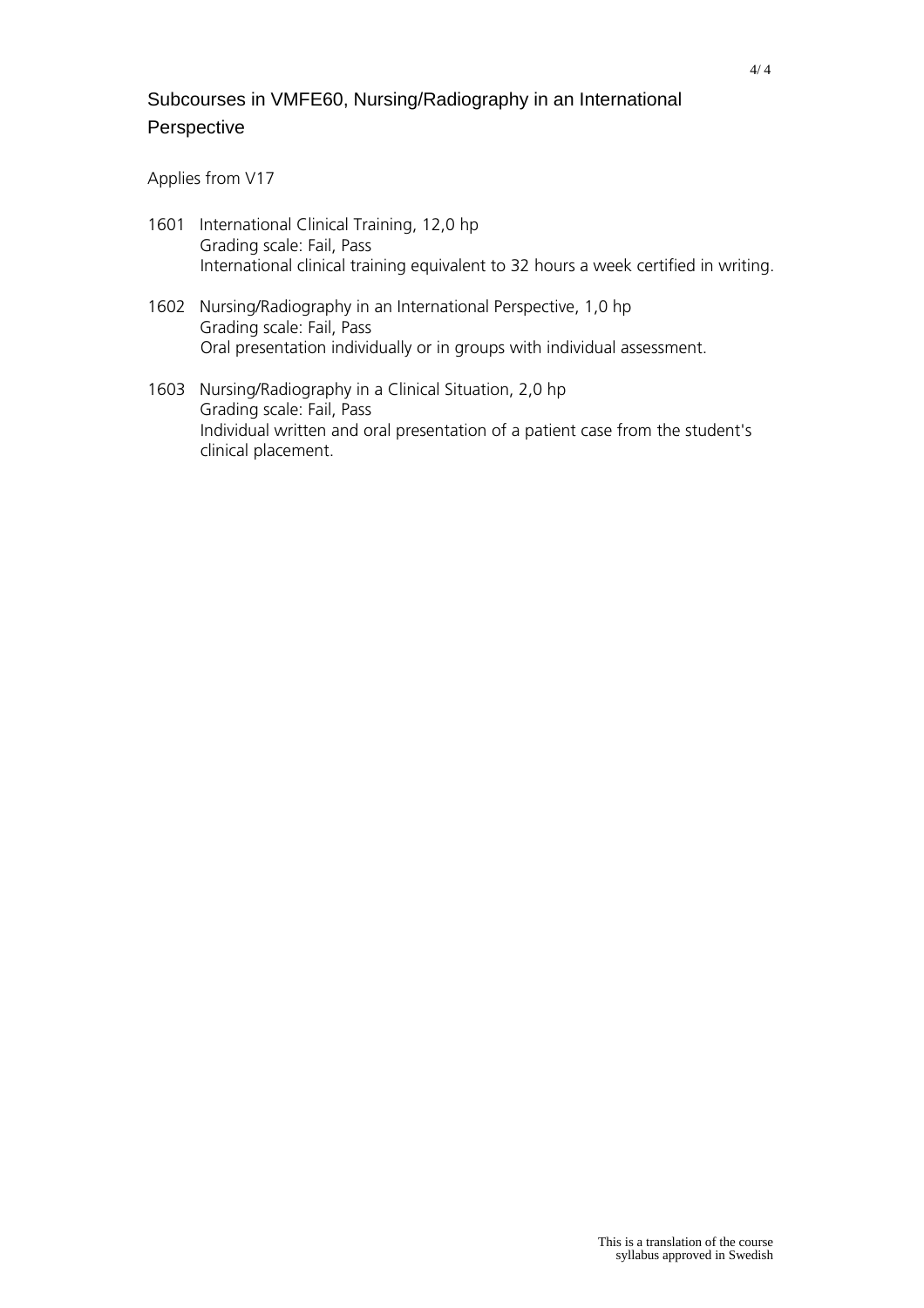## Subcourses in VMFE60, Nursing/Radiography in an International Perspective

Applies from V17

1601 International Clinical Training, 12,0 hp
Grading scale: Fail, Pass
International clinical training equivalent to 32 hours a week certified in writing.

1602 Nursing/Radiography in an International Perspective, 1,0 hp
Grading scale: Fail, Pass
Oral presentation individually or in groups with individual assessment.

1603 Nursing/Radiography in a Clinical Situation, 2,0 hp
Grading scale: Fail, Pass
Individual written and oral presentation of a patient case from the student's clinical placement.

This is a translation of the course syllabus approved in Swedish